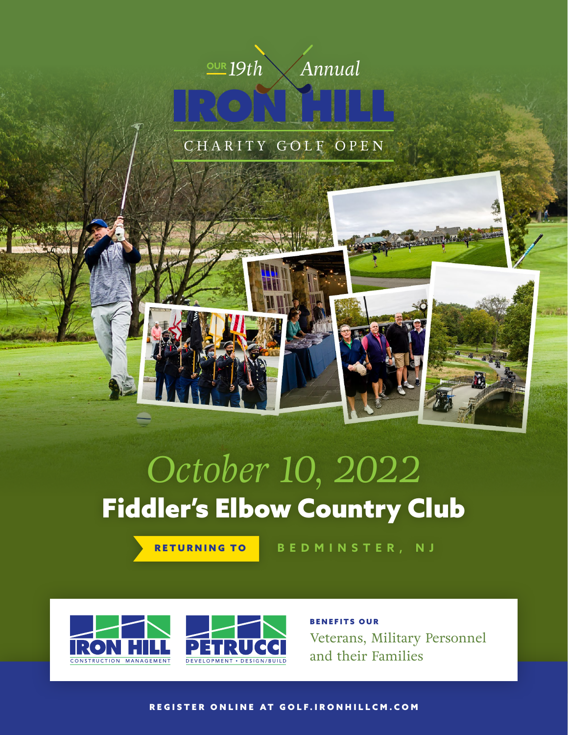OUR *19th* *Annual*

# IRON HILL

## CHARITY GOLF OPEN

*October 10, 2022*

## Fiddler's Elbow Country Club

**RETURNING TO** BEDMINSTER, NJ

IRON HILL CONSTRUCTION MANAGEMENT

PETRUCCI DEVELOPMENT • DESIGN/BUILD

**BENEFITS OUR**

Veterans, Military Personnel and their Families

**REGISTER ONLINE AT GOLF.IRONHILLCM.COM**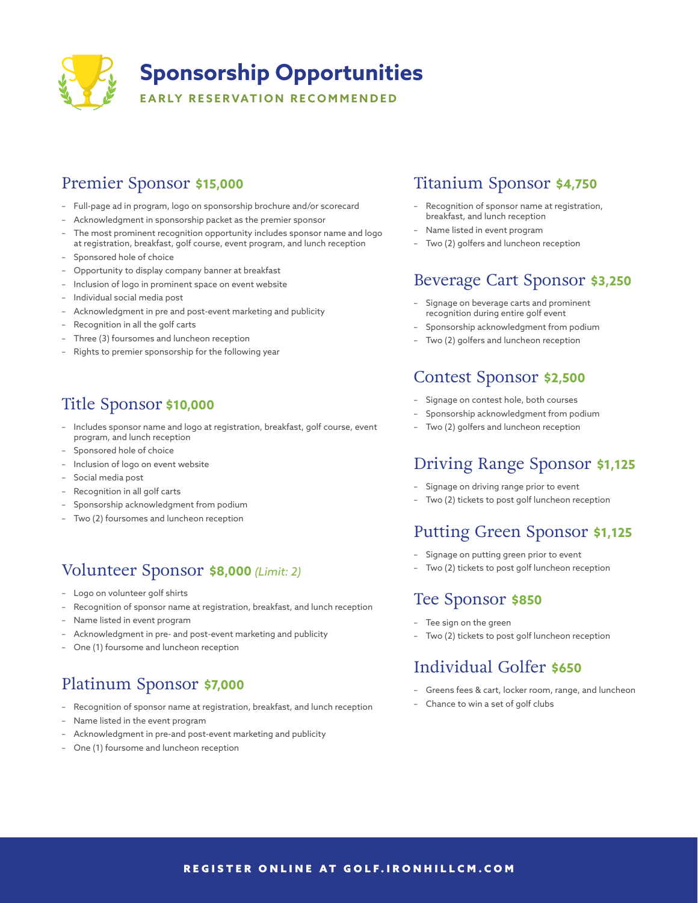# Sponsorship Opportunities

**EARLY RESERVATION RECOMMENDED**

## Premier Sponsor **$15,000**

- Full-page ad in program, logo on sponsorship brochure and/or scorecard
- Acknowledgment in sponsorship packet as the premier sponsor
- The most prominent recognition opportunity includes sponsor name and logo at registration, breakfast, golf course, event program, and lunch reception
- Sponsored hole of choice
- Opportunity to display company banner at breakfast
- Inclusion of logo in prominent space on event website
- Individual social media post
- Acknowledgment in pre and post-event marketing and publicity
- Recognition in all the golf carts
- Three (3) foursomes and luncheon reception
- Rights to premier sponsorship for the following year

## Title Sponsor **$10,000**

- Includes sponsor name and logo at registration, breakfast, golf course, event program, and lunch reception
- Sponsored hole of choice
- Inclusion of logo on event website
- Social media post
- Recognition in all golf carts
- Sponsorship acknowledgment from podium
- Two (2) foursomes and luncheon reception

## Volunteer Sponsor **$8,000** *(Limit: 2)*

- Logo on volunteer golf shirts
- Recognition of sponsor name at registration, breakfast, and lunch reception
- Name listed in event program
- Acknowledgment in pre- and post-event marketing and publicity
- One (1) foursome and luncheon reception

## Platinum Sponsor **$7,000**

- Recognition of sponsor name at registration, breakfast, and lunch reception
- Name listed in the event program
- Acknowledgment in pre-and post-event marketing and publicity
- One (1) foursome and luncheon reception

## Titanium Sponsor **$4,750**

- Recognition of sponsor name at registration, breakfast, and lunch reception
- Name listed in event program
- Two (2) golfers and luncheon reception

## Beverage Cart Sponsor **$3,250**

- Signage on beverage carts and prominent recognition during entire golf event
- Sponsorship acknowledgment from podium
- Two (2) golfers and luncheon reception

## Contest Sponsor **$2,500**

- Signage on contest hole, both courses
- Sponsorship acknowledgment from podium
- Two (2) golfers and luncheon reception

## Driving Range Sponsor **$1,125**

- Signage on driving range prior to event
- Two (2) tickets to post golf luncheon reception

## Putting Green Sponsor **$1,125**

- Signage on putting green prior to event
- Two (2) tickets to post golf luncheon reception

## Tee Sponsor **$850**

- Tee sign on the green
- Two (2) tickets to post golf luncheon reception

## Individual Golfer **$650**

- Greens fees & cart, locker room, range, and luncheon
- Chance to win a set of golf clubs

**REGISTER ONLINE AT GOLF.IRONHILLCM.COM**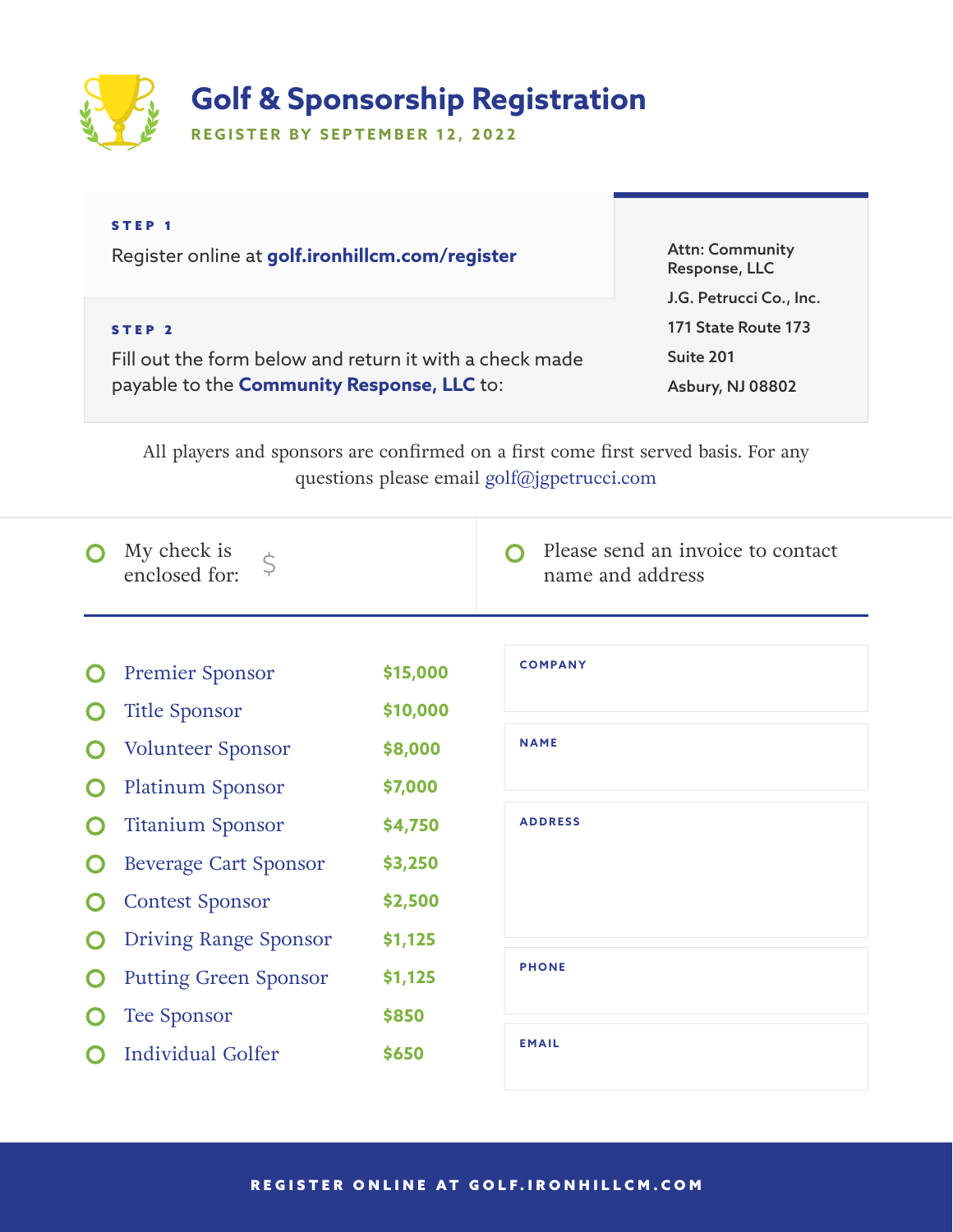# Golf & Sponsorship Registration

**REGISTER BY SEPTEMBER 12, 2022**

**STEP 1**

Register online at **golf.ironhillcm.com/register**

**STEP 2**

Fill out the form below and return it with a check made payable to the **Community Response, LLC** to:

Attn: Community Response, LLC
J.G. Petrucci Co., Inc.
171 State Route 173
Suite 201
Asbury, NJ 08802

All players and sponsors are confirmed on a first come first served basis. For any questions please email golf@jgpetrucci.com

- ○ My check is enclosed for: $
- ○ Please send an invoice to contact name and address

| | |
|---|---|
| ○ Premier Sponsor | $15,000 |
| ○ Title Sponsor | $10,000 |
| ○ Volunteer Sponsor | $8,000 |
| ○ Platinum Sponsor | $7,000 |
| ○ Titanium Sponsor | $4,750 |
| ○ Beverage Cart Sponsor | $3,250 |
| ○ Contest Sponsor | $2,500 |
| ○ Driving Range Sponsor | $1,125 |
| ○ Putting Green Sponsor | $1,125 |
| ○ Tee Sponsor | $850 |
| ○ Individual Golfer | $650 |

COMPANY

NAME

ADDRESS

PHONE

EMAIL

**REGISTER ONLINE AT GOLF.IRONHILLCM.COM**